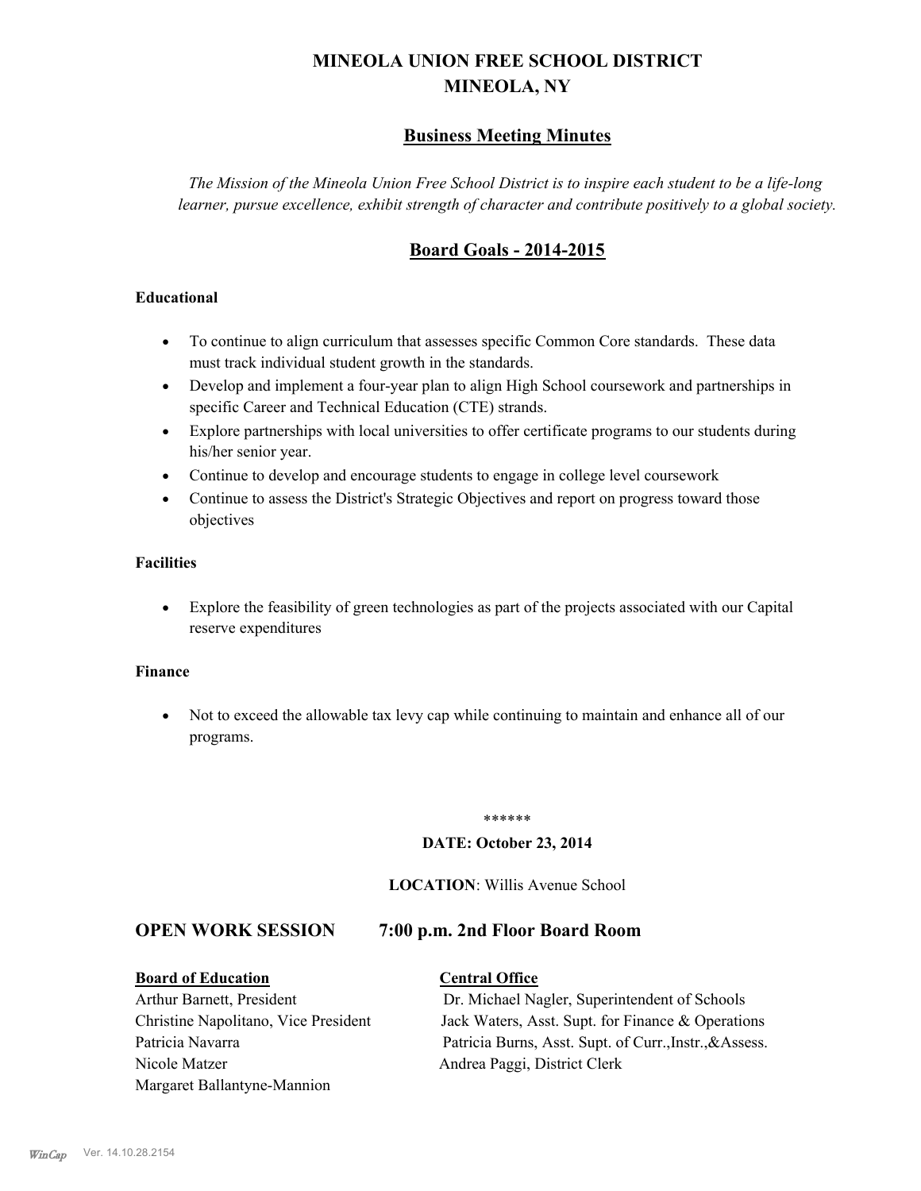# MINEOLA UNION FREE SCHOOL DISTRICT
# MINEOLA, NY

## Business Meeting Minutes

*The Mission of the Mineola Union Free School District is to inspire each student to be a life-long learner, pursue excellence, exhibit strength of character and contribute positively to a global society.*

## Board Goals - 2014-2015

**Educational**

- To continue to align curriculum that assesses specific Common Core standards. These data must track individual student growth in the standards.
- Develop and implement a four-year plan to align High School coursework and partnerships in specific Career and Technical Education (CTE) strands.
- Explore partnerships with local universities to offer certificate programs to our students during his/her senior year.
- Continue to develop and encourage students to engage in college level coursework
- Continue to assess the District's Strategic Objectives and report on progress toward those objectives

**Facilities**

- Explore the feasibility of green technologies as part of the projects associated with our Capital reserve expenditures

**Finance**

- Not to exceed the allowable tax levy cap while continuing to maintain and enhance all of our programs.

******

**DATE: October 23, 2014**

**LOCATION**: Willis Avenue School

## OPEN WORK SESSION 7:00 p.m. 2nd Floor Board Room

| **Board of Education** | **Central Office** |
|---|---|
| Arthur Barnett, President | Dr. Michael Nagler, Superintendent of Schools |
| Christine Napolitano, Vice President | Jack Waters, Asst. Supt. for Finance & Operations |
| Patricia Navarra | Patricia Burns, Asst. Supt. of Curr.,Instr.,&Assess. |
| Nicole Matzer | Andrea Paggi, District Clerk |
| Margaret Ballantyne-Mannion | |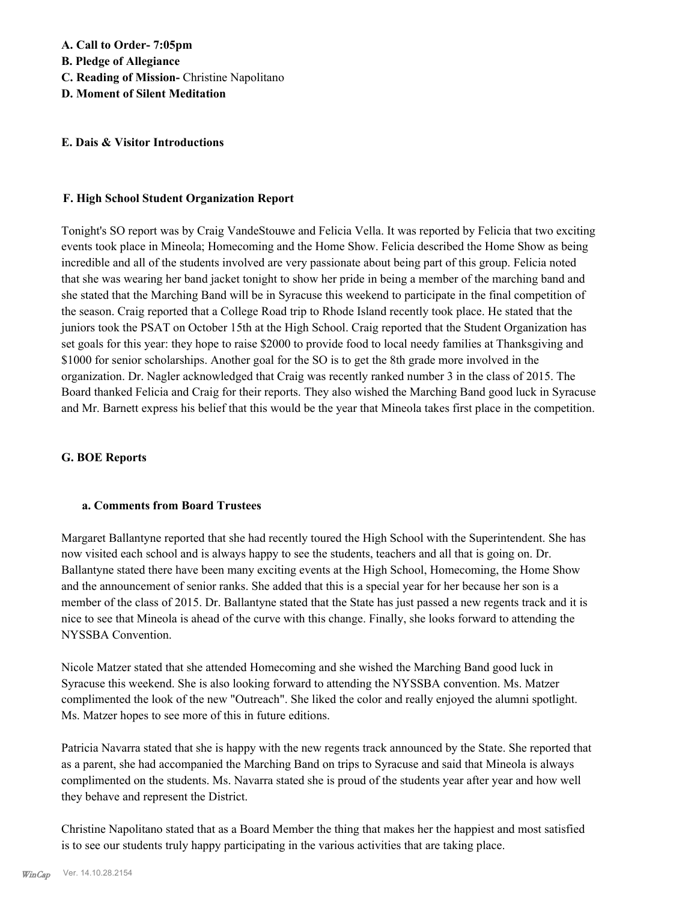**A. Call to Order- 7:05pm**
**B. Pledge of Allegiance**
**C. Reading of Mission-** Christine Napolitano
**D. Moment of Silent Meditation**

**E. Dais & Visitor Introductions**

**F. High School Student Organization Report**

Tonight's SO report was by Craig VandeStouwe and Felicia Vella. It was reported by Felicia that two exciting events took place in Mineola; Homecoming and the Home Show. Felicia described the Home Show as being incredible and all of the students involved are very passionate about being part of this group. Felicia noted that she was wearing her band jacket tonight to show her pride in being a member of the marching band and she stated that the Marching Band will be in Syracuse this weekend to participate in the final competition of the season. Craig reported that a College Road trip to Rhode Island recently took place. He stated that the juniors took the PSAT on October 15th at the High School. Craig reported that the Student Organization has set goals for this year: they hope to raise $2000 to provide food to local needy families at Thanksgiving and $1000 for senior scholarships. Another goal for the SO is to get the 8th grade more involved in the organization. Dr. Nagler acknowledged that Craig was recently ranked number 3 in the class of 2015. The Board thanked Felicia and Craig for their reports. They also wished the Marching Band good luck in Syracuse and Mr. Barnett express his belief that this would be the year that Mineola takes first place in the competition.

**G. BOE Reports**

**a. Comments from Board Trustees**

Margaret Ballantyne reported that she had recently toured the High School with the Superintendent. She has now visited each school and is always happy to see the students, teachers and all that is going on. Dr. Ballantyne stated there have been many exciting events at the High School, Homecoming, the Home Show and the announcement of senior ranks. She added that this is a special year for her because her son is a member of the class of 2015. Dr. Ballantyne stated that the State has just passed a new regents track and it is nice to see that Mineola is ahead of the curve with this change. Finally, she looks forward to attending the NYSSBA Convention.

Nicole Matzer stated that she attended Homecoming and she wished the Marching Band good luck in Syracuse this weekend. She is also looking forward to attending the NYSSBA convention. Ms. Matzer complimented the look of the new "Outreach". She liked the color and really enjoyed the alumni spotlight. Ms. Matzer hopes to see more of this in future editions.

Patricia Navarra stated that she is happy with the new regents track announced by the State. She reported that as a parent, she had accompanied the Marching Band on trips to Syracuse and said that Mineola is always complimented on the students. Ms. Navarra stated she is proud of the students year after year and how well they behave and represent the District.

Christine Napolitano stated that as a Board Member the thing that makes her the happiest and most satisfied is to see our students truly happy participating in the various activities that are taking place.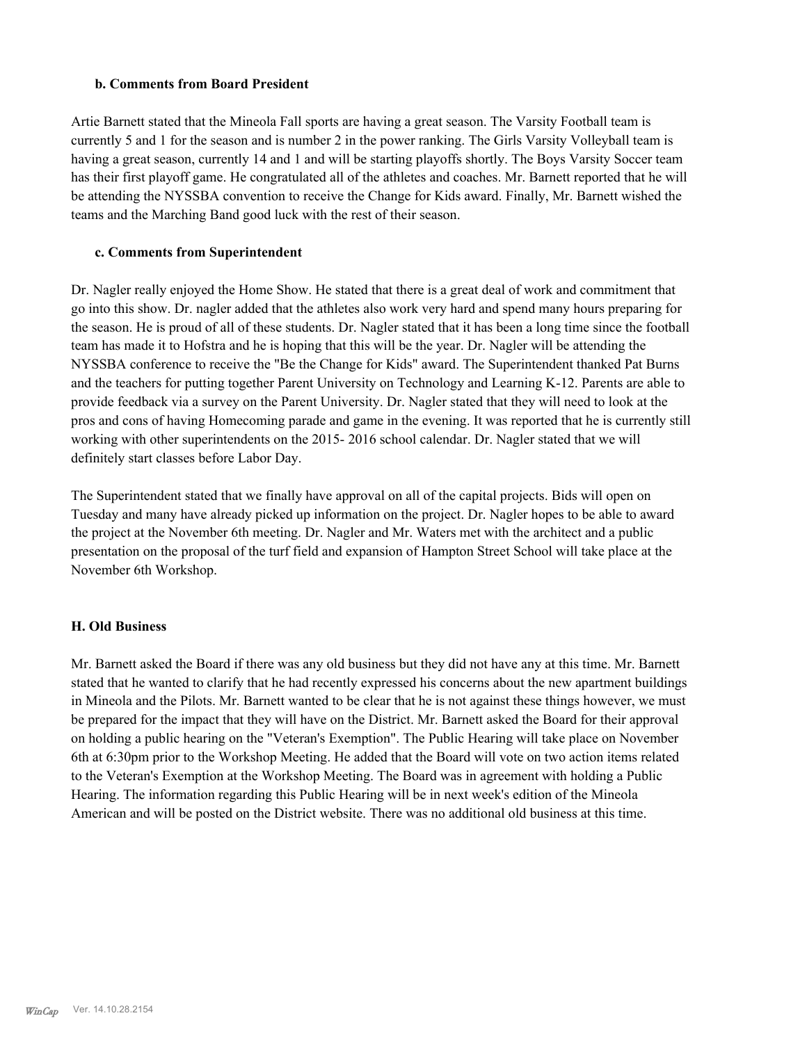### b. Comments from Board President

Artie Barnett stated that the Mineola Fall sports are having a great season. The Varsity Football team is currently 5 and 1 for the season and is number 2 in the power ranking. The Girls Varsity Volleyball team is having a great season, currently 14 and 1 and will be starting playoffs shortly. The Boys Varsity Soccer team has their first playoff game. He congratulated all of the athletes and coaches. Mr. Barnett reported that he will be attending the NYSSBA convention to receive the Change for Kids award. Finally, Mr. Barnett wished the teams and the Marching Band good luck with the rest of their season.

### c. Comments from Superintendent

Dr. Nagler really enjoyed the Home Show. He stated that there is a great deal of work and commitment that go into this show. Dr. nagler added that the athletes also work very hard and spend many hours preparing for the season. He is proud of all of these students. Dr. Nagler stated that it has been a long time since the football team has made it to Hofstra and he is hoping that this will be the year. Dr. Nagler will be attending the NYSSBA conference to receive the "Be the Change for Kids" award. The Superintendent thanked Pat Burns and the teachers for putting together Parent University on Technology and Learning K-12. Parents are able to provide feedback via a survey on the Parent University. Dr. Nagler stated that they will need to look at the pros and cons of having Homecoming parade and game in the evening. It was reported that he is currently still working with other superintendents on the 2015- 2016 school calendar. Dr. Nagler stated that we will definitely start classes before Labor Day.

The Superintendent stated that we finally have approval on all of the capital projects. Bids will open on Tuesday and many have already picked up information on the project. Dr. Nagler hopes to be able to award the project at the November 6th meeting. Dr. Nagler and Mr. Waters met with the architect and a public presentation on the proposal of the turf field and expansion of Hampton Street School will take place at the November 6th Workshop.

### H. Old Business

Mr. Barnett asked the Board if there was any old business but they did not have any at this time. Mr. Barnett stated that he wanted to clarify that he had recently expressed his concerns about the new apartment buildings in Mineola and the Pilots. Mr. Barnett wanted to be clear that he is not against these things however, we must be prepared for the impact that they will have on the District. Mr. Barnett asked the Board for their approval on holding a public hearing on the "Veteran's Exemption". The Public Hearing will take place on November 6th at 6:30pm prior to the Workshop Meeting. He added that the Board will vote on two action items related to the Veteran's Exemption at the Workshop Meeting. The Board was in agreement with holding a Public Hearing. The information regarding this Public Hearing will be in next week's edition of the Mineola American and will be posted on the District website. There was no additional old business at this time.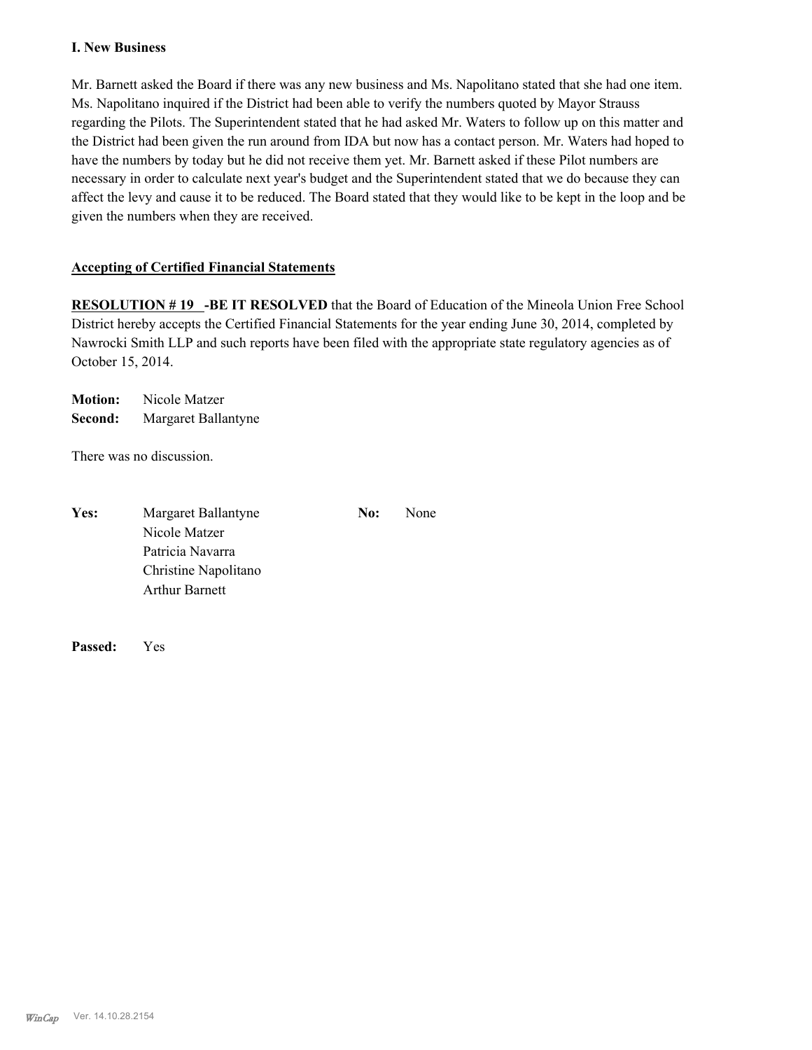**I. New Business**

Mr. Barnett asked the Board if there was any new business and Ms. Napolitano stated that she had one item. Ms. Napolitano inquired if the District had been able to verify the numbers quoted by Mayor Strauss regarding the Pilots. The Superintendent stated that he had asked Mr. Waters to follow up on this matter and the District had been given the run around from IDA but now has a contact person. Mr. Waters had hoped to have the numbers by today but he did not receive them yet. Mr. Barnett asked if these Pilot numbers are necessary in order to calculate next year's budget and the Superintendent stated that we do because they can affect the levy and cause it to be reduced. The Board stated that they would like to be kept in the loop and be given the numbers when they are received.

**Accepting of Certified Financial Statements**

**RESOLUTION # 19 -BE IT RESOLVED** that the Board of Education of the Mineola Union Free School District hereby accepts the Certified Financial Statements for the year ending June 30, 2014, completed by Nawrocki Smith LLP and such reports have been filed with the appropriate state regulatory agencies as of October 15, 2014.

**Motion:** Nicole Matzer
**Second:** Margaret Ballantyne

There was no discussion.

**Yes:** Margaret Ballantyne
Nicole Matzer
Patricia Navarra
Christine Napolitano
Arthur Barnett

**No:** None

**Passed:** Yes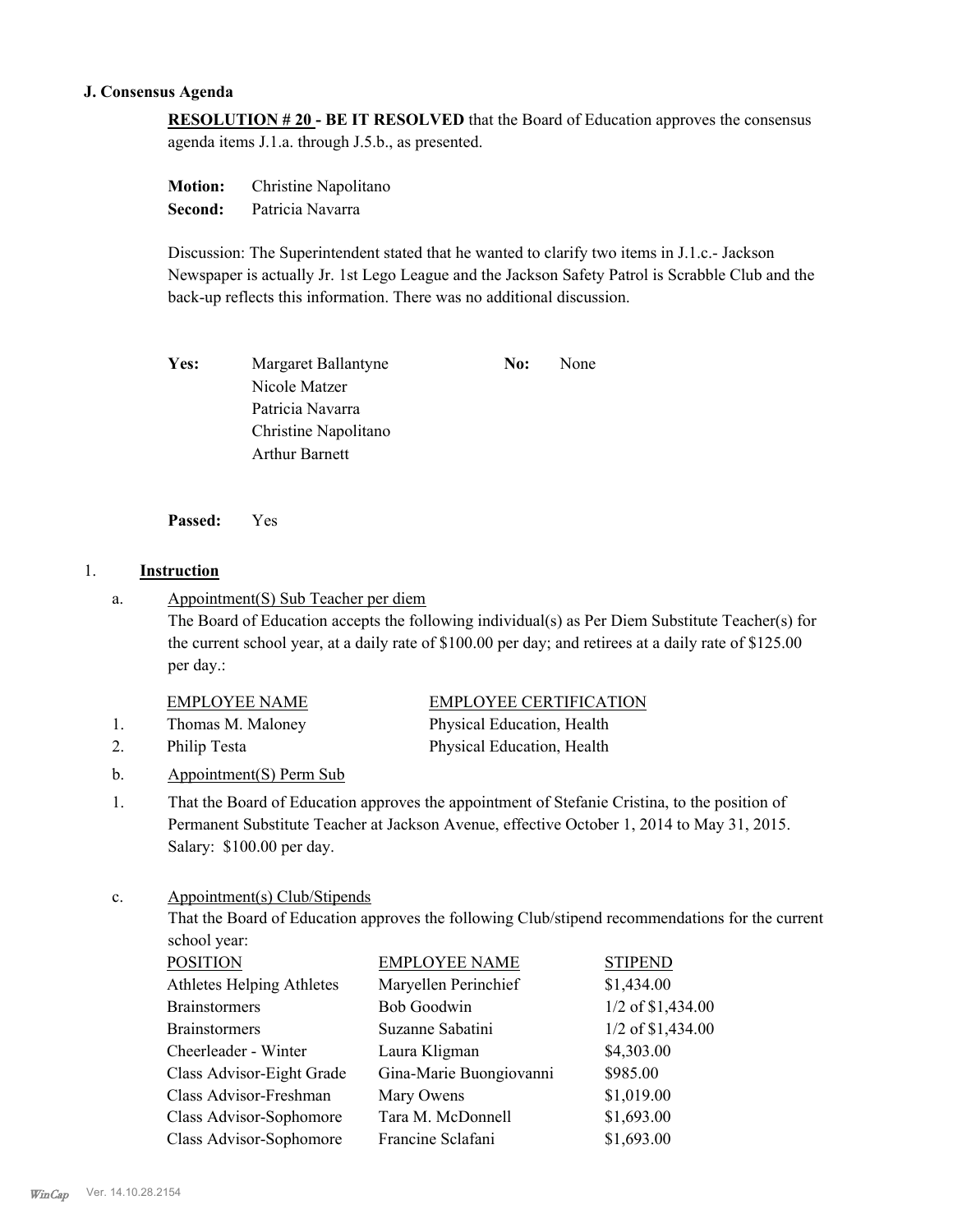### J. Consensus Agenda

**RESOLUTION # 20 - BE IT RESOLVED** that the Board of Education approves the consensus agenda items J.1.a. through J.5.b., as presented.

**Motion:** Christine Napolitano
**Second:** Patricia Navarra

Discussion: The Superintendent stated that he wanted to clarify two items in J.1.c.- Jackson Newspaper is actually Jr. 1st Lego League and the Jackson Safety Patrol is Scrabble Club and the back-up reflects this information. There was no additional discussion.

**Yes:** Margaret Ballantyne, Nicole Matzer, Patricia Navarra, Christine Napolitano, Arthur Barnett

**No:** None

**Passed:** Yes

1. **Instruction**

a. Appointment(S) Sub Teacher per diem

The Board of Education accepts the following individual(s) as Per Diem Substitute Teacher(s) for the current school year, at a daily rate of $100.00 per day; and retirees at a daily rate of $125.00 per day.:

| | EMPLOYEE NAME | EMPLOYEE CERTIFICATION |
|---|---|---|
| 1. | Thomas M. Maloney | Physical Education, Health |
| 2. | Philip Testa | Physical Education, Health |

b. Appointment(S) Perm Sub

1. That the Board of Education approves the appointment of Stefanie Cristina, to the position of Permanent Substitute Teacher at Jackson Avenue, effective October 1, 2014 to May 31, 2015. Salary: $100.00 per day.

c. Appointment(s) Club/Stipends

That the Board of Education approves the following Club/stipend recommendations for the current school year:

| POSITION | EMPLOYEE NAME | STIPEND |
|---|---|---|
| Athletes Helping Athletes | Maryellen Perinchief | $1,434.00 |
| Brainstormers | Bob Goodwin | 1/2 of $1,434.00 |
| Brainstormers | Suzanne Sabatini | 1/2 of $1,434.00 |
| Cheerleader - Winter | Laura Kligman | $4,303.00 |
| Class Advisor-Eight Grade | Gina-Marie Buongiovanni | $985.00 |
| Class Advisor-Freshman | Mary Owens | $1,019.00 |
| Class Advisor-Sophomore | Tara M. McDonnell | $1,693.00 |
| Class Advisor-Sophomore | Francine Sclafani | $1,693.00 |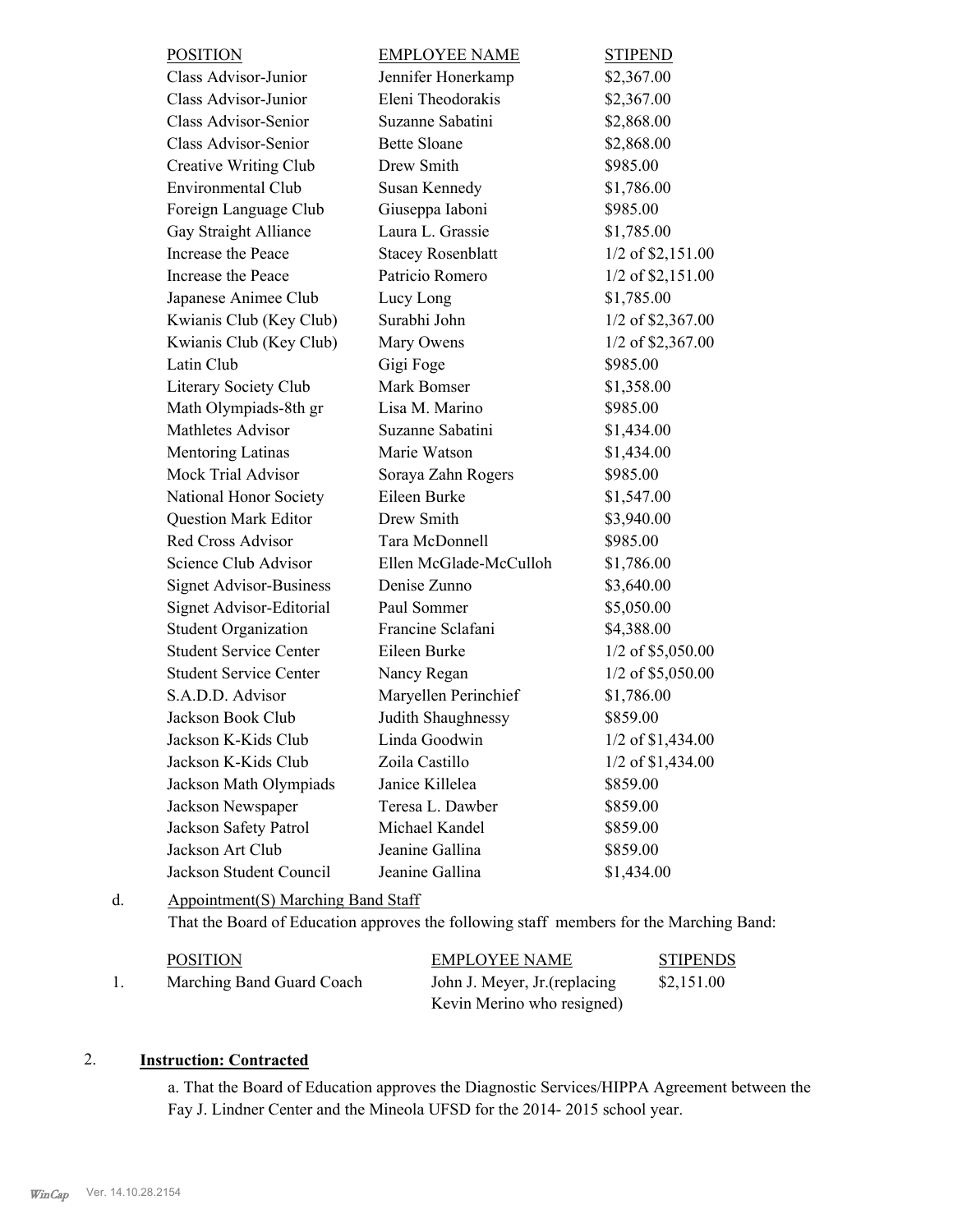| POSITION | EMPLOYEE NAME | STIPEND |
|---|---|---|
| Class Advisor-Junior | Jennifer Honerkamp | $2,367.00 |
| Class Advisor-Junior | Eleni Theodorakis | $2,367.00 |
| Class Advisor-Senior | Suzanne Sabatini | $2,868.00 |
| Class Advisor-Senior | Bette Sloane | $2,868.00 |
| Creative Writing Club | Drew Smith | $985.00 |
| Environmental Club | Susan Kennedy | $1,786.00 |
| Foreign Language Club | Giuseppa Iaboni | $985.00 |
| Gay Straight Alliance | Laura L. Grassie | $1,785.00 |
| Increase the Peace | Stacey Rosenblatt | 1/2 of $2,151.00 |
| Increase the Peace | Patricio Romero | 1/2 of $2,151.00 |
| Japanese Animee Club | Lucy Long | $1,785.00 |
| Kwianis Club (Key Club) | Surabhi John | 1/2 of $2,367.00 |
| Kwianis Club (Key Club) | Mary Owens | 1/2 of $2,367.00 |
| Latin Club | Gigi Foge | $985.00 |
| Literary Society Club | Mark Bomser | $1,358.00 |
| Math Olympiads-8th gr | Lisa M. Marino | $985.00 |
| Mathletes Advisor | Suzanne Sabatini | $1,434.00 |
| Mentoring Latinas | Marie Watson | $1,434.00 |
| Mock Trial Advisor | Soraya Zahn Rogers | $985.00 |
| National Honor Society | Eileen Burke | $1,547.00 |
| Question Mark Editor | Drew Smith | $3,940.00 |
| Red Cross Advisor | Tara McDonnell | $985.00 |
| Science Club Advisor | Ellen McGlade-McCulloh | $1,786.00 |
| Signet Advisor-Business | Denise Zunno | $3,640.00 |
| Signet Advisor-Editorial | Paul Sommer | $5,050.00 |
| Student Organization | Francine Sclafani | $4,388.00 |
| Student Service Center | Eileen Burke | 1/2 of $5,050.00 |
| Student Service Center | Nancy Regan | 1/2 of $5,050.00 |
| S.A.D.D. Advisor | Maryellen Perinchief | $1,786.00 |
| Jackson Book Club | Judith Shaughnessy | $859.00 |
| Jackson K-Kids Club | Linda Goodwin | 1/2 of $1,434.00 |
| Jackson K-Kids Club | Zoila Castillo | 1/2 of $1,434.00 |
| Jackson Math Olympiads | Janice Killelea | $859.00 |
| Jackson Newspaper | Teresa L. Dawber | $859.00 |
| Jackson Safety Patrol | Michael Kandel | $859.00 |
| Jackson Art Club | Jeanine Gallina | $859.00 |
| Jackson Student Council | Jeanine Gallina | $1,434.00 |

d. Appointment(S) Marching Band Staff

That the Board of Education approves the following staff members for the Marching Band:

| | POSITION | EMPLOYEE NAME | STIPENDS |
|---|---|---|---|
| 1. | Marching Band Guard Coach | John J. Meyer, Jr.(replacing Kevin Merino who resigned) | $2,151.00 |

## 2. **Instruction: Contracted**

a. That the Board of Education approves the Diagnostic Services/HIPPA Agreement between the Fay J. Lindner Center and the Mineola UFSD for the 2014- 2015 school year.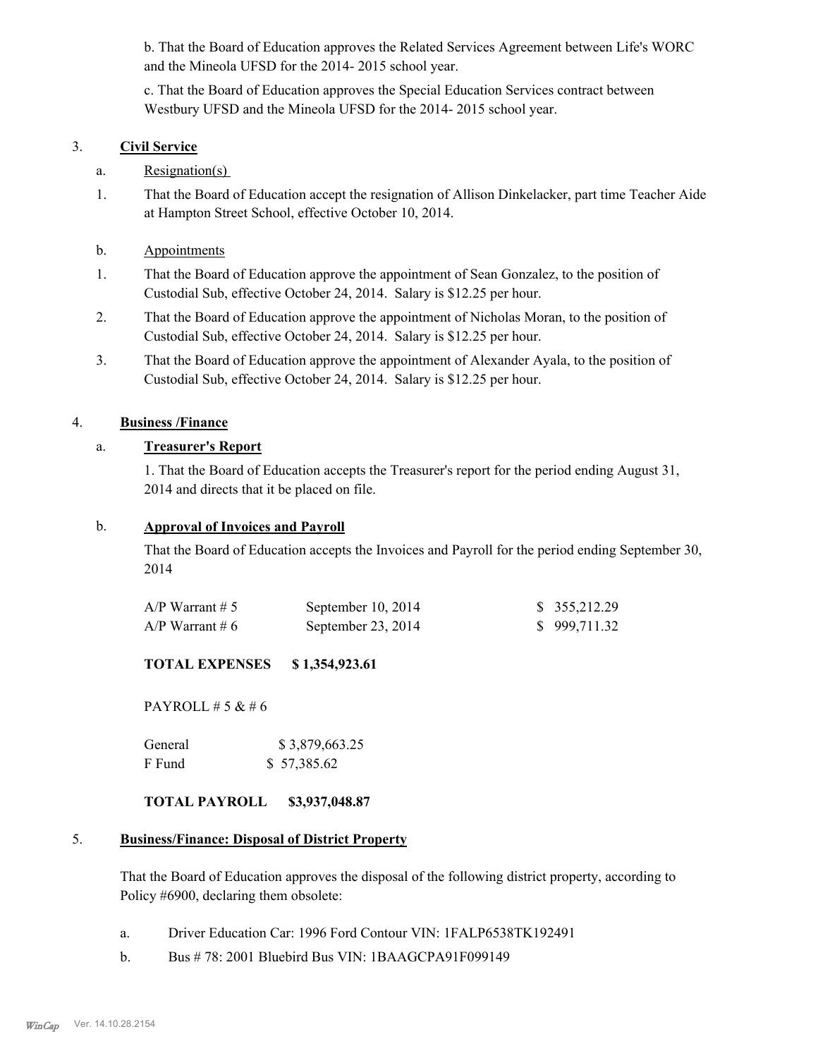b. That the Board of Education approves the Related Services Agreement between Life's WORC and the Mineola UFSD for the 2014- 2015 school year.

c. That the Board of Education approves the Special Education Services contract between Westbury UFSD and the Mineola UFSD for the 2014- 2015 school year.

3. **Civil Service**

a. Resignation(s)

1. That the Board of Education accept the resignation of Allison Dinkelacker, part time Teacher Aide at Hampton Street School, effective October 10, 2014.

b. Appointments

1. That the Board of Education approve the appointment of Sean Gonzalez, to the position of Custodial Sub, effective October 24, 2014. Salary is $12.25 per hour.

2. That the Board of Education approve the appointment of Nicholas Moran, to the position of Custodial Sub, effective October 24, 2014. Salary is $12.25 per hour.

3. That the Board of Education approve the appointment of Alexander Ayala, to the position of Custodial Sub, effective October 24, 2014. Salary is $12.25 per hour.

4. **Business /Finance**

a. **Treasurer's Report**

1. That the Board of Education accepts the Treasurer's report for the period ending August 31, 2014 and directs that it be placed on file.

b. **Approval of Invoices and Payroll**

That the Board of Education accepts the Invoices and Payroll for the period ending September 30, 2014

| | | |
|---|---|---|
| A/P Warrant # 5 | September 10, 2014 | $ 355,212.29 |
| A/P Warrant # 6 | September 23, 2014 | $ 999,711.32 |

**TOTAL EXPENSES $ 1,354,923.61**

PAYROLL # 5 & # 6

| | |
|---|---|
| General | $ 3,879,663.25 |
| F Fund | $ 57,385.62 |

**TOTAL PAYROLL $3,937,048.87**

5. **Business/Finance: Disposal of District Property**

That the Board of Education approves the disposal of the following district property, according to Policy #6900, declaring them obsolete:

a. Driver Education Car: 1996 Ford Contour VIN: 1FALP6538TK192491

b. Bus # 78: 2001 Bluebird Bus VIN: 1BAAGCPA91F099149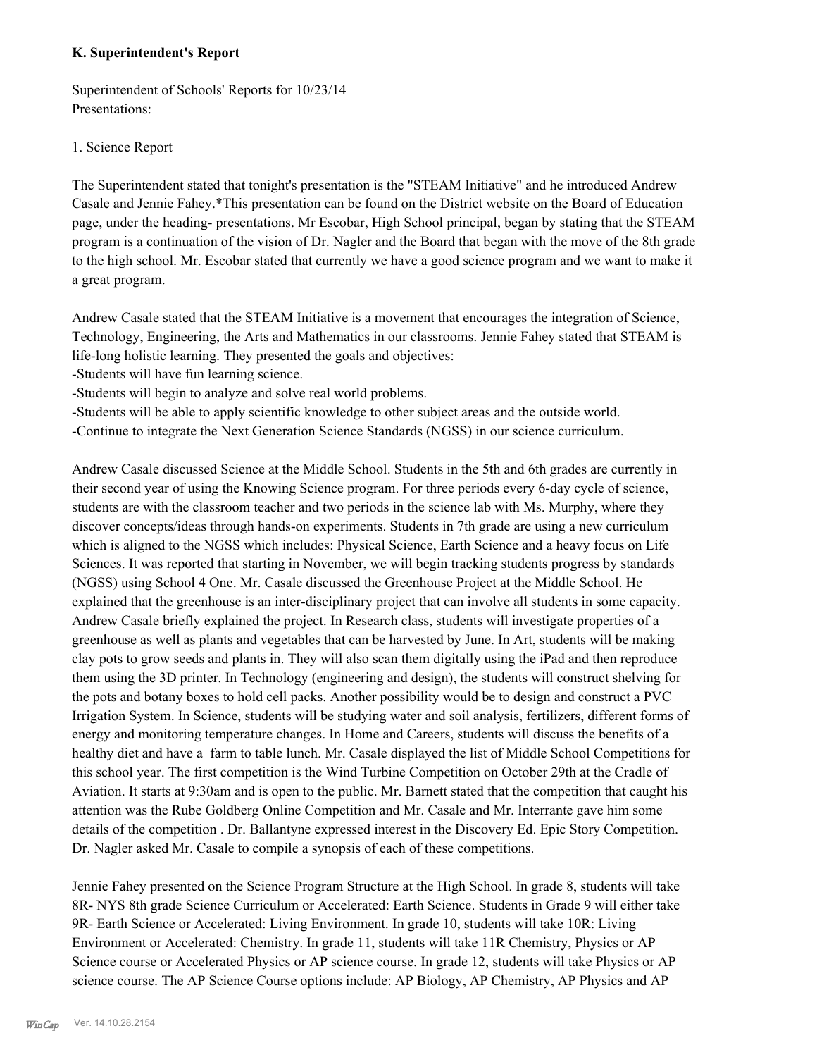### K. Superintendent's Report

Superintendent of Schools' Reports for 10/23/14
Presentations:

1. Science Report

The Superintendent stated that tonight's presentation is the "STEAM Initiative" and he introduced Andrew Casale and Jennie Fahey.*This presentation can be found on the District website on the Board of Education page, under the heading- presentations. Mr Escobar, High School principal, began by stating that the STEAM program is a continuation of the vision of Dr. Nagler and the Board that began with the move of the 8th grade to the high school. Mr. Escobar stated that currently we have a good science program and we want to make it a great program.

Andrew Casale stated that the STEAM Initiative is a movement that encourages the integration of Science, Technology, Engineering, the Arts and Mathematics in our classrooms. Jennie Fahey stated that STEAM is life-long holistic learning. They presented the goals and objectives:
-Students will have fun learning science.
-Students will begin to analyze and solve real world problems.
-Students will be able to apply scientific knowledge to other subject areas and the outside world.
-Continue to integrate the Next Generation Science Standards (NGSS) in our science curriculum.

Andrew Casale discussed Science at the Middle School. Students in the 5th and 6th grades are currently in their second year of using the Knowing Science program. For three periods every 6-day cycle of science, students are with the classroom teacher and two periods in the science lab with Ms. Murphy, where they discover concepts/ideas through hands-on experiments. Students in 7th grade are using a new curriculum which is aligned to the NGSS which includes: Physical Science, Earth Science and a heavy focus on Life Sciences. It was reported that starting in November, we will begin tracking students progress by standards (NGSS) using School 4 One. Mr. Casale discussed the Greenhouse Project at the Middle School. He explained that the greenhouse is an inter-disciplinary project that can involve all students in some capacity. Andrew Casale briefly explained the project. In Research class, students will investigate properties of a greenhouse as well as plants and vegetables that can be harvested by June. In Art, students will be making clay pots to grow seeds and plants in. They will also scan them digitally using the iPad and then reproduce them using the 3D printer. In Technology (engineering and design), the students will construct shelving for the pots and botany boxes to hold cell packs. Another possibility would be to design and construct a PVC Irrigation System. In Science, students will be studying water and soil analysis, fertilizers, different forms of energy and monitoring temperature changes. In Home and Careers, students will discuss the benefits of a healthy diet and have a farm to table lunch. Mr. Casale displayed the list of Middle School Competitions for this school year. The first competition is the Wind Turbine Competition on October 29th at the Cradle of Aviation. It starts at 9:30am and is open to the public. Mr. Barnett stated that the competition that caught his attention was the Rube Goldberg Online Competition and Mr. Casale and Mr. Interrante gave him some details of the competition . Dr. Ballantyne expressed interest in the Discovery Ed. Epic Story Competition. Dr. Nagler asked Mr. Casale to compile a synopsis of each of these competitions.

Jennie Fahey presented on the Science Program Structure at the High School. In grade 8, students will take 8R- NYS 8th grade Science Curriculum or Accelerated: Earth Science. Students in Grade 9 will either take 9R- Earth Science or Accelerated: Living Environment. In grade 10, students will take 10R: Living Environment or Accelerated: Chemistry. In grade 11, students will take 11R Chemistry, Physics or AP Science course or Accelerated Physics or AP science course. In grade 12, students will take Physics or AP science course. The AP Science Course options include: AP Biology, AP Chemistry, AP Physics and AP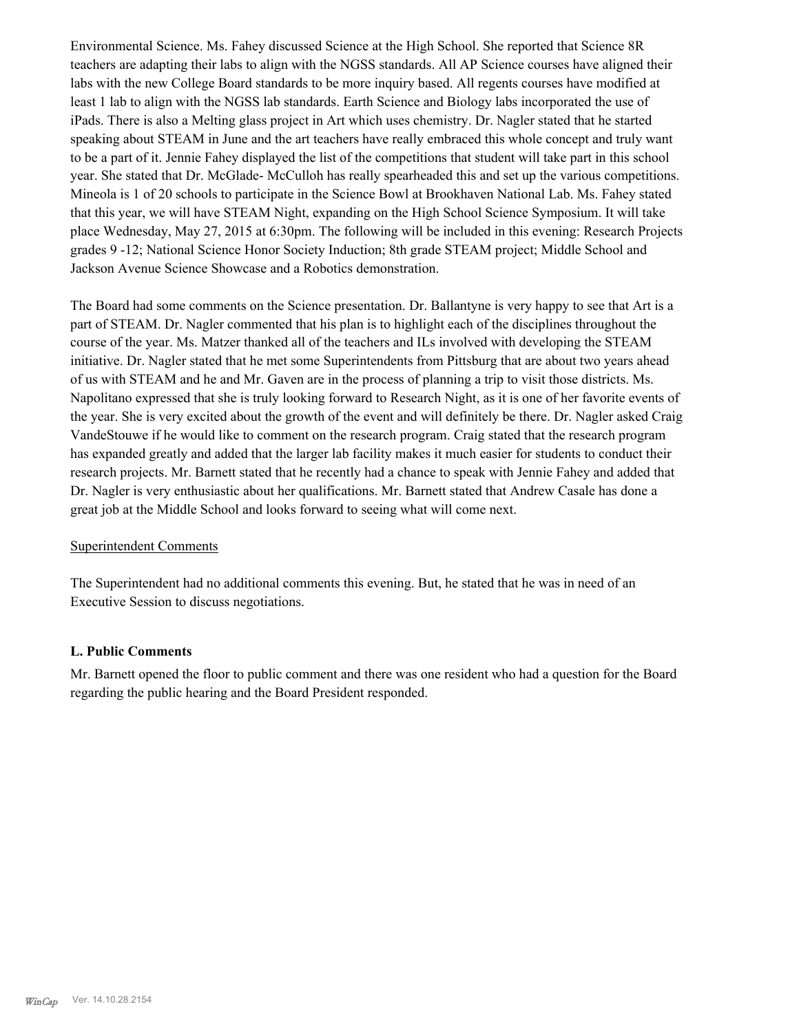Environmental Science. Ms. Fahey discussed Science at the High School. She reported that Science 8R teachers are adapting their labs to align with the NGSS standards. All AP Science courses have aligned their labs with the new College Board standards to be more inquiry based. All regents courses have modified at least 1 lab to align with the NGSS lab standards. Earth Science and Biology labs incorporated the use of iPads. There is also a Melting glass project in Art which uses chemistry. Dr. Nagler stated that he started speaking about STEAM in June and the art teachers have really embraced this whole concept and truly want to be a part of it. Jennie Fahey displayed the list of the competitions that student will take part in this school year. She stated that Dr. McGlade- McCulloh has really spearheaded this and set up the various competitions. Mineola is 1 of 20 schools to participate in the Science Bowl at Brookhaven National Lab. Ms. Fahey stated that this year, we will have STEAM Night, expanding on the High School Science Symposium. It will take place Wednesday, May 27, 2015 at 6:30pm. The following will be included in this evening: Research Projects grades 9 -12; National Science Honor Society Induction; 8th grade STEAM project; Middle School and Jackson Avenue Science Showcase and a Robotics demonstration.

The Board had some comments on the Science presentation. Dr. Ballantyne is very happy to see that Art is a part of STEAM. Dr. Nagler commented that his plan is to highlight each of the disciplines throughout the course of the year. Ms. Matzer thanked all of the teachers and ILs involved with developing the STEAM initiative. Dr. Nagler stated that he met some Superintendents from Pittsburg that are about two years ahead of us with STEAM and he and Mr. Gaven are in the process of planning a trip to visit those districts. Ms. Napolitano expressed that she is truly looking forward to Research Night, as it is one of her favorite events of the year. She is very excited about the growth of the event and will definitely be there. Dr. Nagler asked Craig VandeStouwe if he would like to comment on the research program. Craig stated that the research program has expanded greatly and added that the larger lab facility makes it much easier for students to conduct their research projects. Mr. Barnett stated that he recently had a chance to speak with Jennie Fahey and added that Dr. Nagler is very enthusiastic about her qualifications. Mr. Barnett stated that Andrew Casale has done a great job at the Middle School and looks forward to seeing what will come next.

Superintendent Comments

The Superintendent had no additional comments this evening. But, he stated that he was in need of an Executive Session to discuss negotiations.

**L. Public Comments**

Mr. Barnett opened the floor to public comment and there was one resident who had a question for the Board regarding the public hearing and the Board President responded.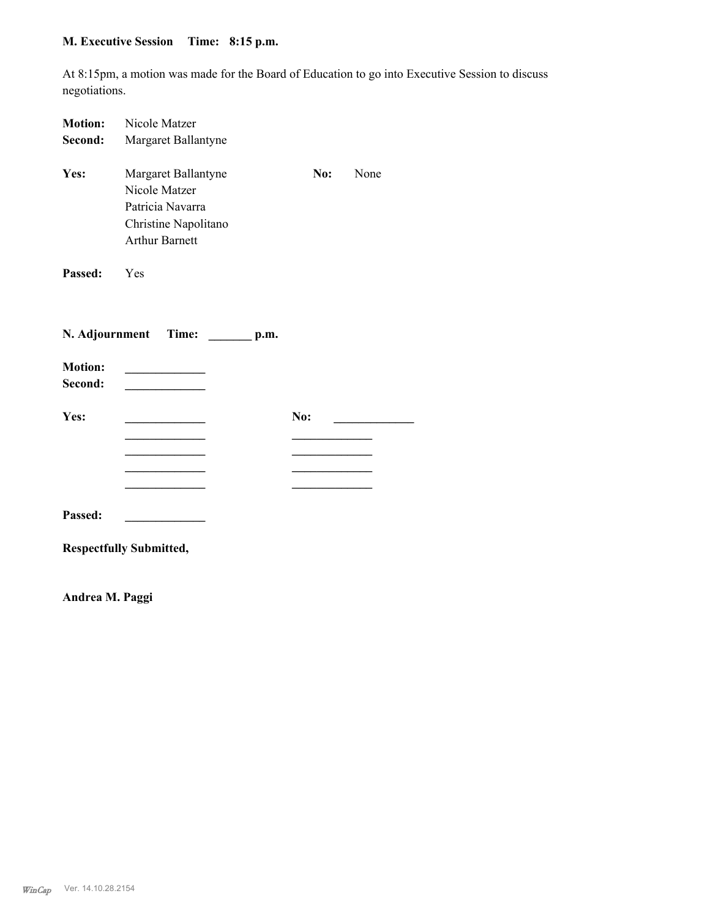**M. Executive Session Time: 8:15 p.m.**

At 8:15pm, a motion was made for the Board of Education to go into Executive Session to discuss negotiations.

**Motion:** Nicole Matzer
**Second:** Margaret Ballantyne

| | | | |
|---|---|---|---|
| **Yes:** | Margaret Ballantyne | **No:** | None |
| | Nicole Matzer | | |
| | Patricia Navarra | | |
| | Christine Napolitano | | |
| | Arthur Barnett | | |

**Passed:** Yes

**N. Adjournment Time: _______ p.m.**

**Motion:** _____________
**Second:** _____________

| | | | |
|---|---|---|---|
| **Yes:** | _____________ | **No:** | _____________ |
| | _____________ | _____________ | |
| | _____________ | _____________ | |
| | _____________ | _____________ | |
| | _____________ | _____________ | |

**Passed:** _____________

**Respectfully Submitted,**

**Andrea M. Paggi**